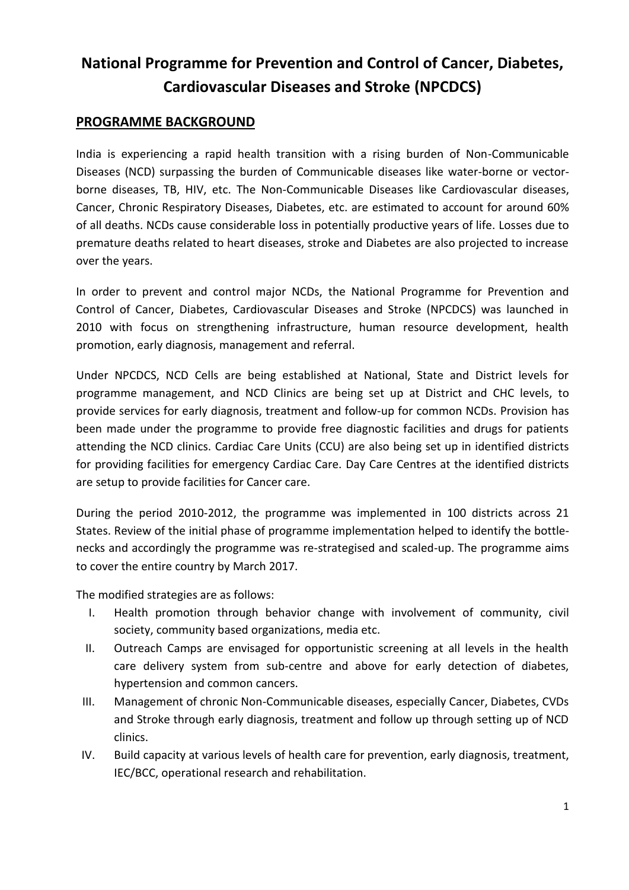# National Programme for Prevention and Control of Cancer, Diabetes, Cardiovascular Diseases and Stroke (NPCDCS)

## PROGRAMME BACKGROUND

India is experiencing a rapid health transition with a rising burden of Non-Communicable Diseases (NCD) surpassing the burden of Communicable diseases like water-borne or vector-borne diseases, TB, HIV, etc. The Non-Communicable Diseases like Cardiovascular diseases, Cancer, Chronic Respiratory Diseases, Diabetes, etc. are estimated to account for around 60% of all deaths. NCDs cause considerable loss in potentially productive years of life. Losses due to premature deaths related to heart diseases, stroke and Diabetes are also projected to increase over the years.

In order to prevent and control major NCDs, the National Programme for Prevention and Control of Cancer, Diabetes, Cardiovascular Diseases and Stroke (NPCDCS) was launched in 2010 with focus on strengthening infrastructure, human resource development, health promotion, early diagnosis, management and referral.

Under NPCDCS, NCD Cells are being established at National, State and District levels for programme management, and NCD Clinics are being set up at District and CHC levels, to provide services for early diagnosis, treatment and follow-up for common NCDs. Provision has been made under the programme to provide free diagnostic facilities and drugs for patients attending the NCD clinics. Cardiac Care Units (CCU) are also being set up in identified districts for providing facilities for emergency Cardiac Care. Day Care Centres at the identified districts are setup to provide facilities for Cancer care.

During the period 2010-2012, the programme was implemented in 100 districts across 21 States. Review of the initial phase of programme implementation helped to identify the bottle-necks and accordingly the programme was re-strategised and scaled-up. The programme aims to cover the entire country by March 2017.

The modified strategies are as follows:

I. Health promotion through behavior change with involvement of community, civil society, community based organizations, media etc.
II. Outreach Camps are envisaged for opportunistic screening at all levels in the health care delivery system from sub-centre and above for early detection of diabetes, hypertension and common cancers.
III. Management of chronic Non-Communicable diseases, especially Cancer, Diabetes, CVDs and Stroke through early diagnosis, treatment and follow up through setting up of NCD clinics.
IV. Build capacity at various levels of health care for prevention, early diagnosis, treatment, IEC/BCC, operational research and rehabilitation.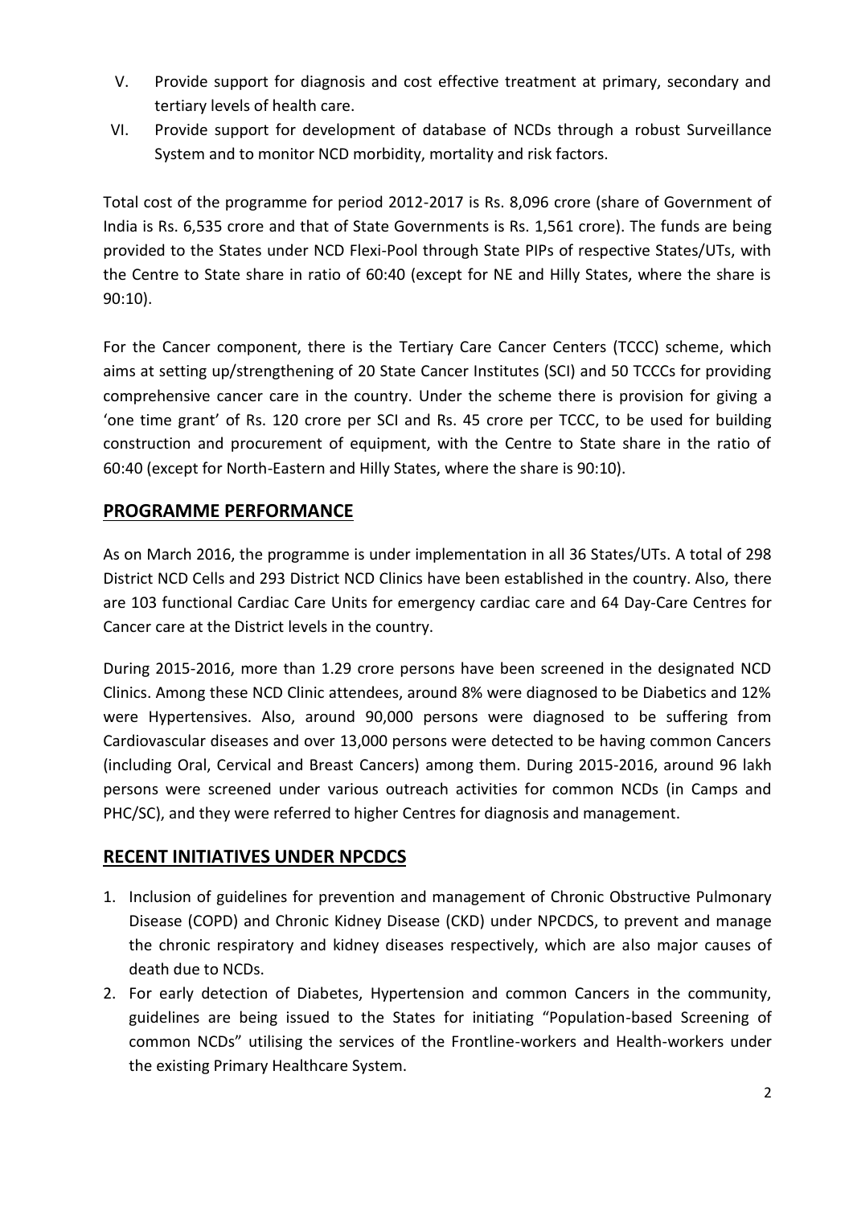V. Provide support for diagnosis and cost effective treatment at primary, secondary and tertiary levels of health care.
VI. Provide support for development of database of NCDs through a robust Surveillance System and to monitor NCD morbidity, mortality and risk factors.

Total cost of the programme for period 2012-2017 is Rs. 8,096 crore (share of Government of India is Rs. 6,535 crore and that of State Governments is Rs. 1,561 crore). The funds are being provided to the States under NCD Flexi-Pool through State PIPs of respective States/UTs, with the Centre to State share in ratio of 60:40 (except for NE and Hilly States, where the share is 90:10).

For the Cancer component, there is the Tertiary Care Cancer Centers (TCCC) scheme, which aims at setting up/strengthening of 20 State Cancer Institutes (SCI) and 50 TCCCs for providing comprehensive cancer care in the country. Under the scheme there is provision for giving a 'one time grant' of Rs. 120 crore per SCI and Rs. 45 crore per TCCC, to be used for building construction and procurement of equipment, with the Centre to State share in the ratio of 60:40 (except for North-Eastern and Hilly States, where the share is 90:10).

## PROGRAMME PERFORMANCE

As on March 2016, the programme is under implementation in all 36 States/UTs. A total of 298 District NCD Cells and 293 District NCD Clinics have been established in the country. Also, there are 103 functional Cardiac Care Units for emergency cardiac care and 64 Day-Care Centres for Cancer care at the District levels in the country.

During 2015-2016, more than 1.29 crore persons have been screened in the designated NCD Clinics. Among these NCD Clinic attendees, around 8% were diagnosed to be Diabetics and 12% were Hypertensives. Also, around 90,000 persons were diagnosed to be suffering from Cardiovascular diseases and over 13,000 persons were detected to be having common Cancers (including Oral, Cervical and Breast Cancers) among them. During 2015-2016, around 96 lakh persons were screened under various outreach activities for common NCDs (in Camps and PHC/SC), and they were referred to higher Centres for diagnosis and management.

## RECENT INITIATIVES UNDER NPCDCS

1. Inclusion of guidelines for prevention and management of Chronic Obstructive Pulmonary Disease (COPD) and Chronic Kidney Disease (CKD) under NPCDCS, to prevent and manage the chronic respiratory and kidney diseases respectively, which are also major causes of death due to NCDs.
2. For early detection of Diabetes, Hypertension and common Cancers in the community, guidelines are being issued to the States for initiating "Population-based Screening of common NCDs" utilising the services of the Frontline-workers and Health-workers under the existing Primary Healthcare System.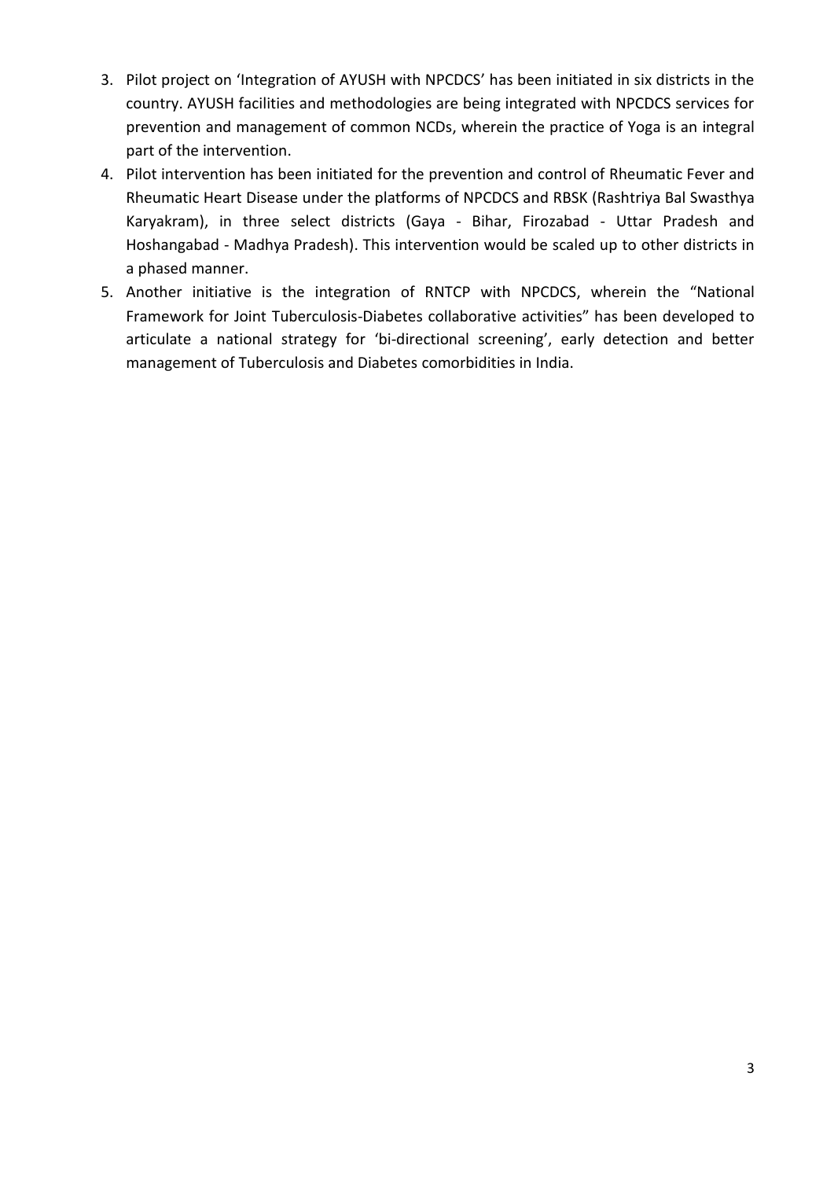3. Pilot project on 'Integration of AYUSH with NPCDCS' has been initiated in six districts in the country. AYUSH facilities and methodologies are being integrated with NPCDCS services for prevention and management of common NCDs, wherein the practice of Yoga is an integral part of the intervention.
4. Pilot intervention has been initiated for the prevention and control of Rheumatic Fever and Rheumatic Heart Disease under the platforms of NPCDCS and RBSK (Rashtriya Bal Swasthya Karyakram), in three select districts (Gaya - Bihar, Firozabad - Uttar Pradesh and Hoshangabad - Madhya Pradesh). This intervention would be scaled up to other districts in a phased manner.
5. Another initiative is the integration of RNTCP with NPCDCS, wherein the "National Framework for Joint Tuberculosis-Diabetes collaborative activities" has been developed to articulate a national strategy for 'bi-directional screening', early detection and better management of Tuberculosis and Diabetes comorbidities in India.